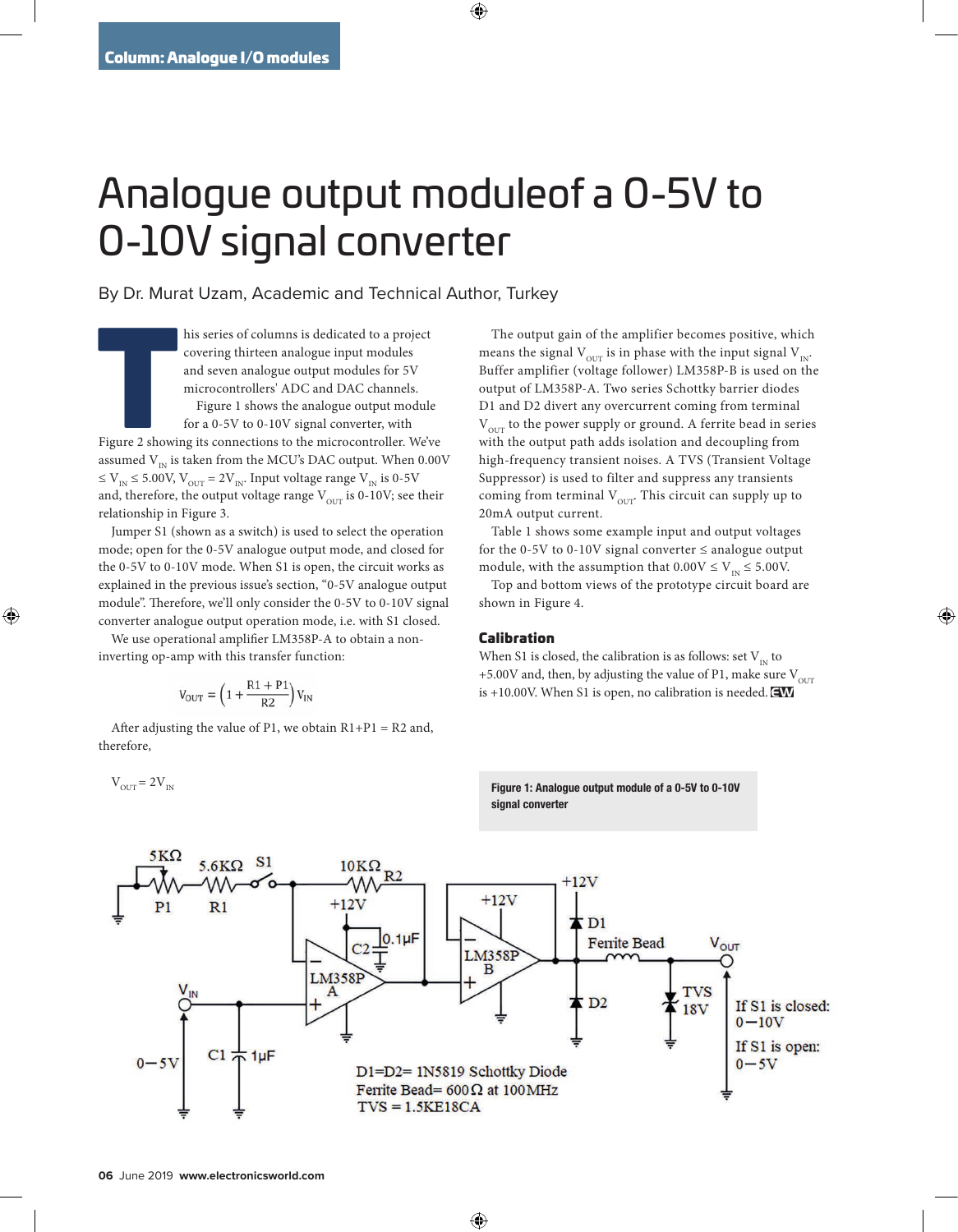Column: Analogue I/O modules

# Analogue output moduleof a 0-5V to 0-10V signal converter

By Dr. Murat Uzam, Academic and Technical Author, Turkey

This series of columns is dedicated to a project covering thirteen analogue input modules and seven analogue output modules for 5V microcontrollers' ADC and DAC channels.

Figure 1 shows the analogue output module for a 0-5V to 0-10V signal converter, with Figure 2 showing its connections to the microcontroller. We've assumed $V_{IN}$ is taken from the MCU's DAC output. When $0.00V \leq V_{IN} \leq 5.00V$, $V_{OUT} = 2V_{IN}$. Input voltage range $V_{IN}$ is 0-5V and, therefore, the output voltage range $V_{OUT}$ is 0-10V; see their relationship in Figure 3.

Jumper S1 (shown as a switch) is used to select the operation mode; open for the 0-5V analogue output mode, and closed for the 0-5V to 0-10V mode. When S1 is open, the circuit works as explained in the previous issue's section, "0-5V analogue output module". Therefore, we'll only consider the 0-5V to 0-10V signal converter analogue output operation mode, i.e. with S1 closed.

We use operational amplifier LM358P-A to obtain a non-inverting op-amp with this transfer function:

$$V_{OUT} = \left(1 + \frac{R1 + P1}{R2}\right) V_{IN}$$

After adjusting the value of P1, we obtain R1+P1 = R2 and, therefore,

$$V_{OUT} = 2V_{IN}$$

The output gain of the amplifier becomes positive, which means the signal $V_{OUT}$ is in phase with the input signal $V_{IN}$. Buffer amplifier (voltage follower) LM358P-B is used on the output of LM358P-A. Two series Schottky barrier diodes D1 and D2 divert any overcurrent coming from terminal $V_{OUT}$ to the power supply or ground. A ferrite bead in series with the output path adds isolation and decoupling from high-frequency transient noises. A TVS (Transient Voltage Suppressor) is used to filter and suppress any transients coming from terminal $V_{OUT}$. This circuit can supply up to 20mA output current.

Table 1 shows some example input and output voltages for the 0-5V to 0-10V signal converter ≤ analogue output module, with the assumption that $0.00V \leq V_{IN} \leq 5.00V$.

Top and bottom views of the prototype circuit board are shown in Figure 4.

## Calibration

When S1 is closed, the calibration is as follows: set $V_{IN}$ to +5.00V and, then, by adjusting the value of P1, make sure $V_{OUT}$ is +10.00V. When S1 is open, no calibration is needed.

**Figure 1: Analogue output module of a 0-5V to 0-10V signal converter**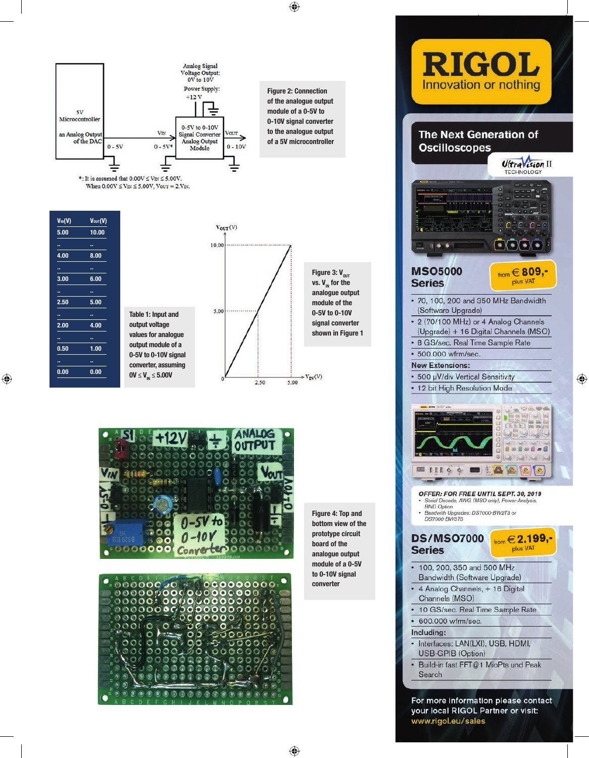Analog Signal Voltage Output: 0V to 10V

Power Supply: +12 V

5V Microcontroller

an Analog Output of the DAC

0 - 5V

$V_{IN}$

0 - 5V*

0-5V to 0-10V Signal Converter Analog Output Module

$V_{OUT}$

0 - 10V

*: It is assumed that $0.00V \le V_{IN} \le 5.00V$. When $0.00V \le V_{IN} \le 5.00V$, $V_{OUT} = 2.V_{IN}$.

Figure 2: Connection of the analogue output module of a 0-5V to 0-10V signal converter to the analogue output of a 5V microcontroller

| $V_{IN}$(V) | $V_{OUT}$(V) |
|---|---|
| 5.00 | 10.00 |
| .. | .. |
| 4.00 | 8.00 |
| .. | .. |
| 3.00 | 6.00 |
| .. | .. |
| 2.50 | 5.00 |
| .. | .. |
| 2.00 | 4.00 |
| .. | .. |
| 0.50 | 1.00 |
| .. | .. |
| 0.00 | 0.00 |

Table 1: Input and output voltage values for analogue output module of a 0-5V to 0-10V signal converter, assuming $0V \le V_{IN} \le 5.00V$

$V_{OUT}$(V)

10.00

5.00

0

2.50

5.00

$V_{IN}$(V)

Figure 3: $V_{OUT}$ vs. $V_{IN}$ for the analogue output module of the 0-5V to 0-10V signal converter shown in Figure 1

Figure 4: Top and bottom view of the prototype circuit board of the analogue output module of a 0-5V to 0-10V signal converter

# RIGOL

Innovation or nothing

## The Next Generation of Oscilloscopes

UltraVision II TECHNOLOGY

### MSO5000 Series

from € 809,- plus VAT

- 70, 100, 200 and 350 MHz Bandwidth (Software Upgrade)
- 2 (70/100 MHz) or 4 Analog Channels (Upgrade) + 16 Digital Channels (MSO)
- 8 GS/sec. Real Time Sample Rate
- 500.000 wfrm/sec.

**New Extensions:**

- 500 µV/div Vertical Sensitivity
- 12 bit High Resolution Mode

**OFFER: FOR FREE UNTIL SEPT. 30, 2019**

- Serial Decode, AWG (MSO only), Power-Analysis, BND Option
- Bandwith Upgrades: DS7000-BW2T3 or DS7000-BW3T5

### DS/MSO7000 Series

from € 2.199,- plus VAT

- 100, 200, 350 and 500 MHz Bandwidth (Software Upgrade)
- 4 Analog Channels, + 16 Digital Channels (MSO)
- 10 GS/sec. Real Time Sample Rate
- 600.000 wfrm/sec.

**Including:**

- Interfaces: LAN(LXI), USB, HDMI, USB-GPIB (Option)
- Build-in fast FFT@1 MioPts und Peak Search

For more information please contact your local RIGOL Partner or visit: www.rigol.eu/sales